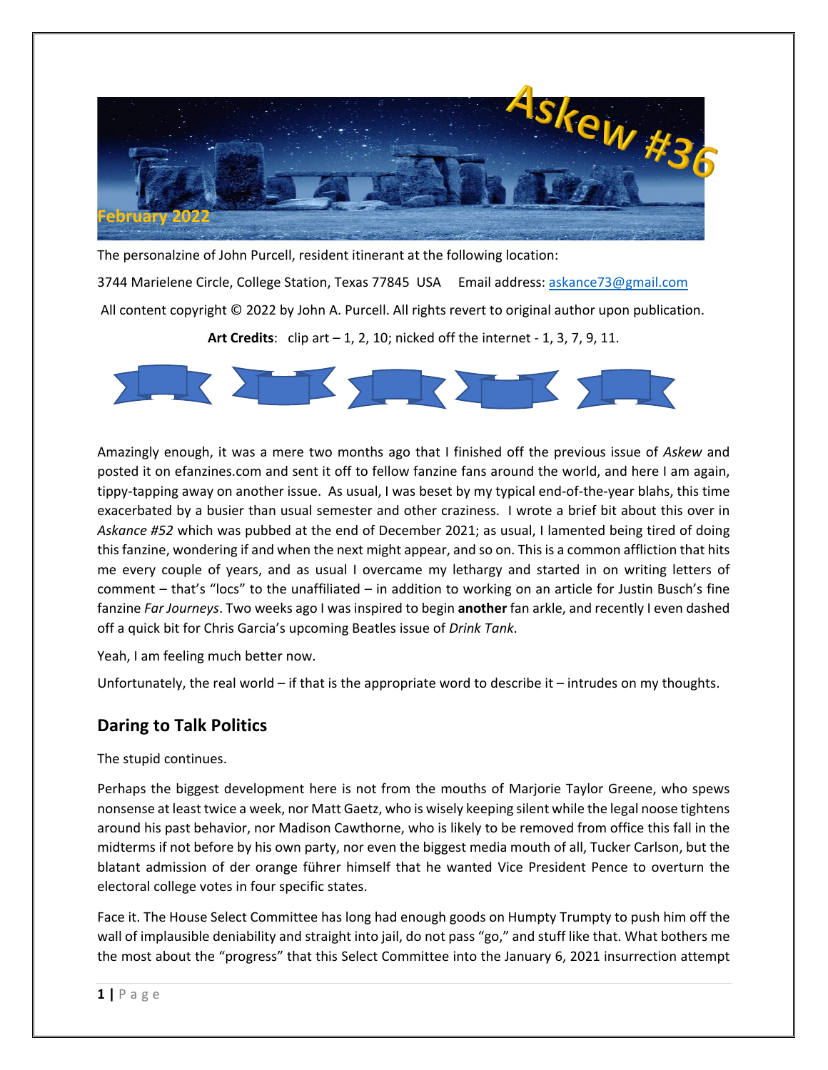# Askew #36

February 2022

The personalzine of John Purcell, resident itinerant at the following location:

3744 Marielene Circle, College Station, Texas 77845 USA Email address: askance73@gmail.com

All content copyright © 2022 by John A. Purcell. All rights revert to original author upon publication.

**Art Credits**: clip art – 1, 2, 10; nicked off the internet - 1, 3, 7, 9, 11.

Amazingly enough, it was a mere two months ago that I finished off the previous issue of *Askew* and posted it on efanzines.com and sent it off to fellow fanzine fans around the world, and here I am again, tippy-tapping away on another issue. As usual, I was beset by my typical end-of-the-year blahs, this time exacerbated by a busier than usual semester and other craziness. I wrote a brief bit about this over in *Askance #52* which was pubbed at the end of December 2021; as usual, I lamented being tired of doing this fanzine, wondering if and when the next might appear, and so on. This is a common affliction that hits me every couple of years, and as usual I overcame my lethargy and started in on writing letters of comment – that's "locs" to the unaffiliated – in addition to working on an article for Justin Busch's fine fanzine *Far Journeys*. Two weeks ago I was inspired to begin **another** fan arkle, and recently I even dashed off a quick bit for Chris Garcia's upcoming Beatles issue of *Drink Tank*.

Yeah, I am feeling much better now.

Unfortunately, the real world – if that is the appropriate word to describe it – intrudes on my thoughts.

## Daring to Talk Politics

The stupid continues.

Perhaps the biggest development here is not from the mouths of Marjorie Taylor Greene, who spews nonsense at least twice a week, nor Matt Gaetz, who is wisely keeping silent while the legal noose tightens around his past behavior, nor Madison Cawthorne, who is likely to be removed from office this fall in the midterms if not before by his own party, nor even the biggest media mouth of all, Tucker Carlson, but the blatant admission of der orange führer himself that he wanted Vice President Pence to overturn the electoral college votes in four specific states.

Face it. The House Select Committee has long had enough goods on Humpty Trumpty to push him off the wall of implausible deniability and straight into jail, do not pass "go," and stuff like that. What bothers me the most about the "progress" that this Select Committee into the January 6, 2021 insurrection attempt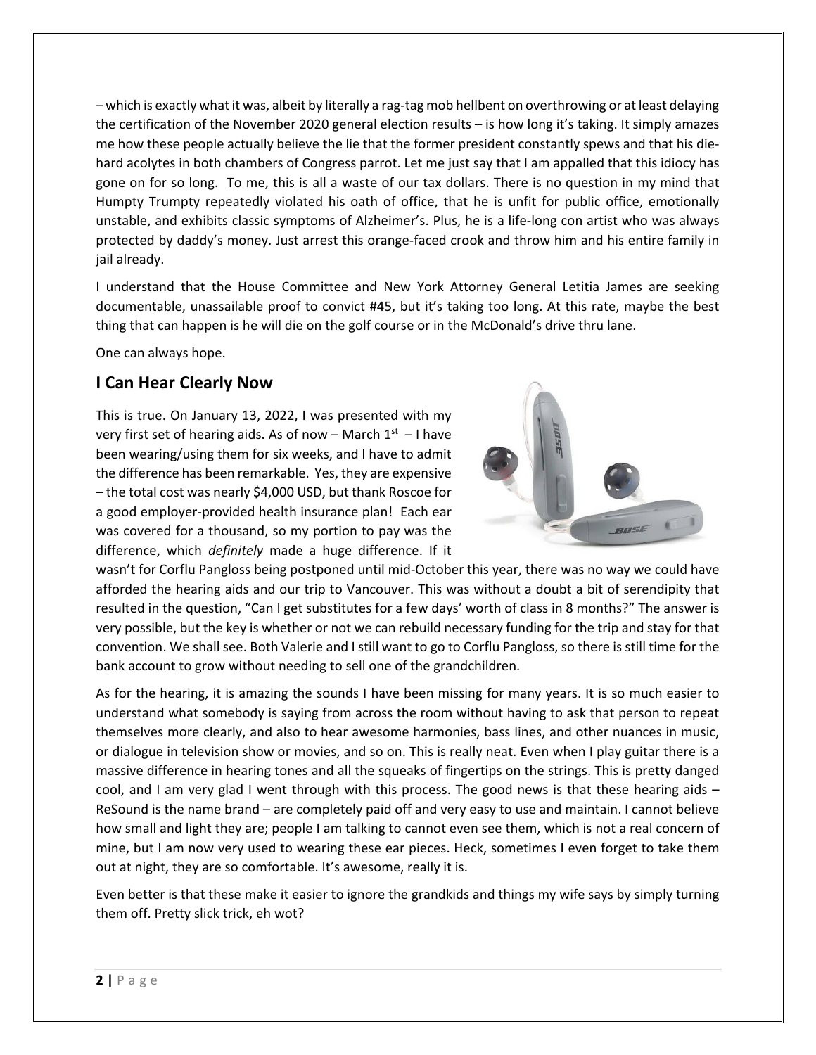– which is exactly what it was, albeit by literally a rag-tag mob hellbent on overthrowing or at least delaying the certification of the November 2020 general election results – is how long it's taking. It simply amazes me how these people actually believe the lie that the former president constantly spews and that his die-hard acolytes in both chambers of Congress parrot. Let me just say that I am appalled that this idiocy has gone on for so long. To me, this is all a waste of our tax dollars. There is no question in my mind that Humpty Trumpty repeatedly violated his oath of office, that he is unfit for public office, emotionally unstable, and exhibits classic symptoms of Alzheimer's. Plus, he is a life-long con artist who was always protected by daddy's money. Just arrest this orange-faced crook and throw him and his entire family in jail already.

I understand that the House Committee and New York Attorney General Letitia James are seeking documentable, unassailable proof to convict #45, but it's taking too long. At this rate, maybe the best thing that can happen is he will die on the golf course or in the McDonald's drive thru lane.

One can always hope.

## I Can Hear Clearly Now

This is true. On January 13, 2022, I was presented with my very first set of hearing aids. As of now – March 1st – I have been wearing/using them for six weeks, and I have to admit the difference has been remarkable. Yes, they are expensive – the total cost was nearly $4,000 USD, but thank Roscoe for a good employer-provided health insurance plan! Each ear was covered for a thousand, so my portion to pay was the difference, which *definitely* made a huge difference. If it wasn't for Corflu Pangloss being postponed until mid-October this year, there was no way we could have afforded the hearing aids and our trip to Vancouver. This was without a doubt a bit of serendipity that resulted in the question, "Can I get substitutes for a few days' worth of class in 8 months?" The answer is very possible, but the key is whether or not we can rebuild necessary funding for the trip and stay for that convention. We shall see. Both Valerie and I still want to go to Corflu Pangloss, so there is still time for the bank account to grow without needing to sell one of the grandchildren.

As for the hearing, it is amazing the sounds I have been missing for many years. It is so much easier to understand what somebody is saying from across the room without having to ask that person to repeat themselves more clearly, and also to hear awesome harmonies, bass lines, and other nuances in music, or dialogue in television show or movies, and so on. This is really neat. Even when I play guitar there is a massive difference in hearing tones and all the squeaks of fingertips on the strings. This is pretty danged cool, and I am very glad I went through with this process. The good news is that these hearing aids – ReSound is the name brand – are completely paid off and very easy to use and maintain. I cannot believe how small and light they are; people I am talking to cannot even see them, which is not a real concern of mine, but I am now very used to wearing these ear pieces. Heck, sometimes I even forget to take them out at night, they are so comfortable. It's awesome, really it is.

Even better is that these make it easier to ignore the grandkids and things my wife says by simply turning them off. Pretty slick trick, eh wot?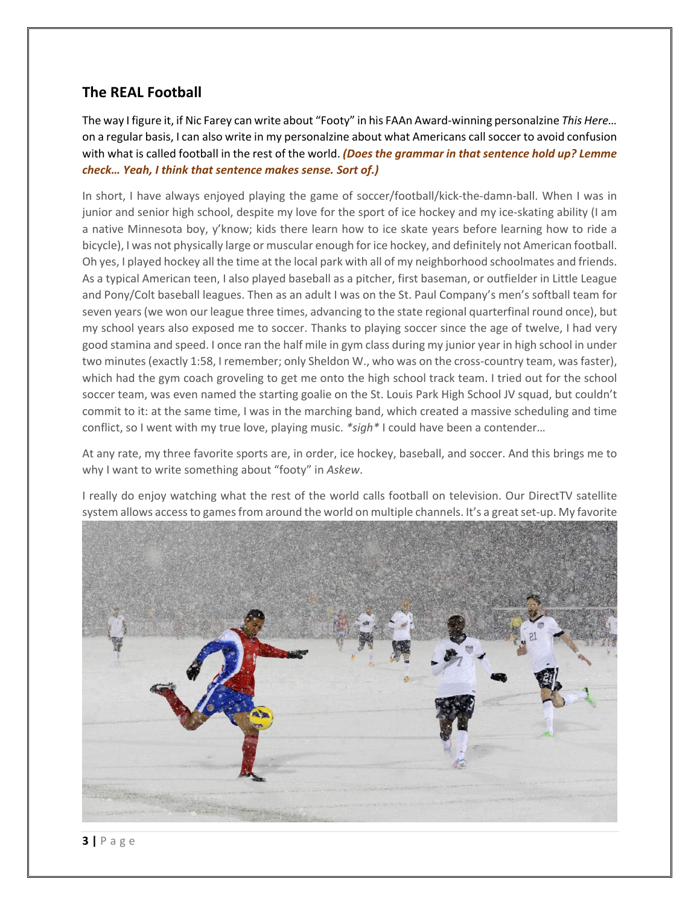## The REAL Football

The way I figure it, if Nic Farey can write about "Footy" in his FAAn Award-winning personalzine *This Here…* on a regular basis, I can also write in my personalzine about what Americans call soccer to avoid confusion with what is called football in the rest of the world. ***(Does the grammar in that sentence hold up? Lemme check… Yeah, I think that sentence makes sense. Sort of.)***

In short, I have always enjoyed playing the game of soccer/football/kick-the-damn-ball. When I was in junior and senior high school, despite my love for the sport of ice hockey and my ice-skating ability (I am a native Minnesota boy, y'know; kids there learn how to ice skate years before learning how to ride a bicycle), I was not physically large or muscular enough for ice hockey, and definitely not American football. Oh yes, I played hockey all the time at the local park with all of my neighborhood schoolmates and friends. As a typical American teen, I also played baseball as a pitcher, first baseman, or outfielder in Little League and Pony/Colt baseball leagues. Then as an adult I was on the St. Paul Company's men's softball team for seven years (we won our league three times, advancing to the state regional quarterfinal round once), but my school years also exposed me to soccer. Thanks to playing soccer since the age of twelve, I had very good stamina and speed. I once ran the half mile in gym class during my junior year in high school in under two minutes (exactly 1:58, I remember; only Sheldon W., who was on the cross-country team, was faster), which had the gym coach groveling to get me onto the high school track team. I tried out for the school soccer team, was even named the starting goalie on the St. Louis Park High School JV squad, but couldn't commit to it: at the same time, I was in the marching band, which created a massive scheduling and time conflict, so I went with my true love, playing music. *\*sigh\** I could have been a contender…

At any rate, my three favorite sports are, in order, ice hockey, baseball, and soccer. And this brings me to why I want to write something about "footy" in *Askew*.

I really do enjoy watching what the rest of the world calls football on television. Our DirectTV satellite system allows access to games from around the world on multiple channels. It's a great set-up. My favorite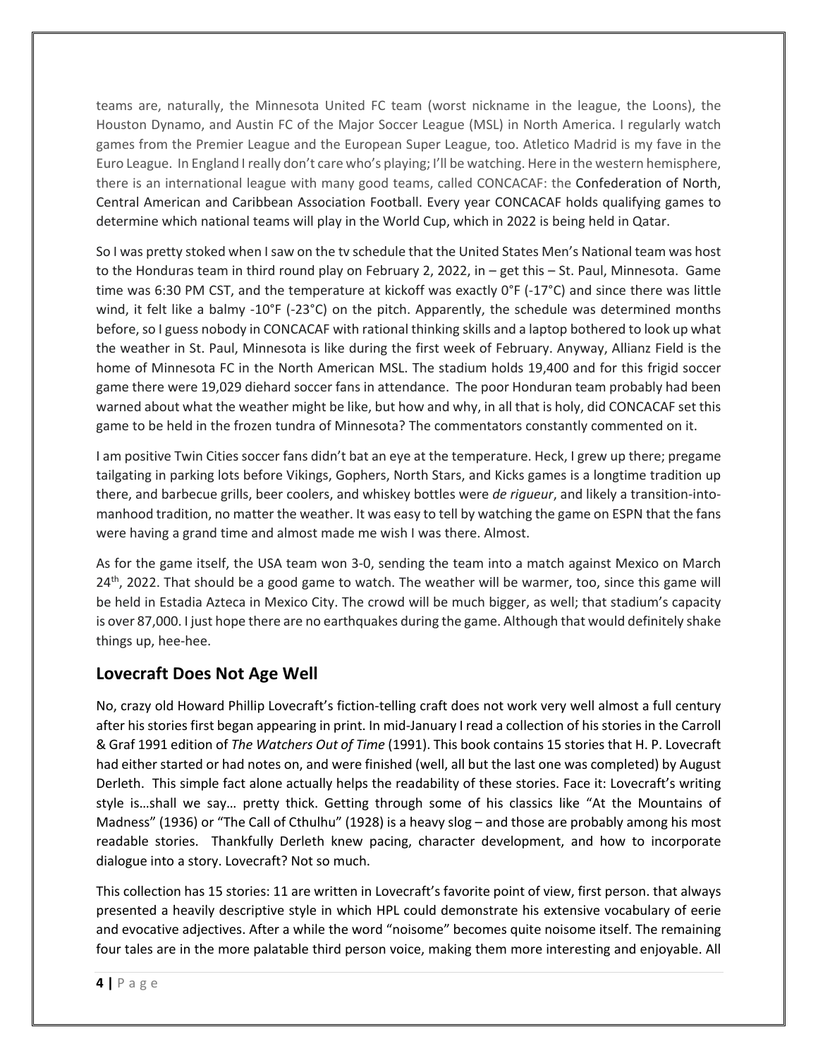teams are, naturally, the Minnesota United FC team (worst nickname in the league, the Loons), the Houston Dynamo, and Austin FC of the Major Soccer League (MSL) in North America. I regularly watch games from the Premier League and the European Super League, too. Atletico Madrid is my fave in the Euro League. In England I really don't care who's playing; I'll be watching. Here in the western hemisphere, there is an international league with many good teams, called CONCACAF: the Confederation of North, Central American and Caribbean Association Football. Every year CONCACAF holds qualifying games to determine which national teams will play in the World Cup, which in 2022 is being held in Qatar.

So I was pretty stoked when I saw on the tv schedule that the United States Men's National team was host to the Honduras team in third round play on February 2, 2022, in – get this – St. Paul, Minnesota. Game time was 6:30 PM CST, and the temperature at kickoff was exactly 0°F (-17°C) and since there was little wind, it felt like a balmy -10°F (-23°C) on the pitch. Apparently, the schedule was determined months before, so I guess nobody in CONCACAF with rational thinking skills and a laptop bothered to look up what the weather in St. Paul, Minnesota is like during the first week of February. Anyway, Allianz Field is the home of Minnesota FC in the North American MSL. The stadium holds 19,400 and for this frigid soccer game there were 19,029 diehard soccer fans in attendance. The poor Honduran team probably had been warned about what the weather might be like, but how and why, in all that is holy, did CONCACAF set this game to be held in the frozen tundra of Minnesota? The commentators constantly commented on it.

I am positive Twin Cities soccer fans didn't bat an eye at the temperature. Heck, I grew up there; pregame tailgating in parking lots before Vikings, Gophers, North Stars, and Kicks games is a longtime tradition up there, and barbecue grills, beer coolers, and whiskey bottles were *de rigueur*, and likely a transition-into-manhood tradition, no matter the weather. It was easy to tell by watching the game on ESPN that the fans were having a grand time and almost made me wish I was there. Almost.

As for the game itself, the USA team won 3-0, sending the team into a match against Mexico on March 24th, 2022. That should be a good game to watch. The weather will be warmer, too, since this game will be held in Estadia Azteca in Mexico City. The crowd will be much bigger, as well; that stadium's capacity is over 87,000. I just hope there are no earthquakes during the game. Although that would definitely shake things up, hee-hee.

## Lovecraft Does Not Age Well

No, crazy old Howard Phillip Lovecraft's fiction-telling craft does not work very well almost a full century after his stories first began appearing in print. In mid-January I read a collection of his stories in the Carroll & Graf 1991 edition of *The Watchers Out of Time* (1991). This book contains 15 stories that H. P. Lovecraft had either started or had notes on, and were finished (well, all but the last one was completed) by August Derleth. This simple fact alone actually helps the readability of these stories. Face it: Lovecraft's writing style is…shall we say… pretty thick. Getting through some of his classics like "At the Mountains of Madness" (1936) or "The Call of Cthulhu" (1928) is a heavy slog – and those are probably among his most readable stories. Thankfully Derleth knew pacing, character development, and how to incorporate dialogue into a story. Lovecraft? Not so much.

This collection has 15 stories: 11 are written in Lovecraft's favorite point of view, first person. that always presented a heavily descriptive style in which HPL could demonstrate his extensive vocabulary of eerie and evocative adjectives. After a while the word "noisome" becomes quite noisome itself. The remaining four tales are in the more palatable third person voice, making them more interesting and enjoyable. All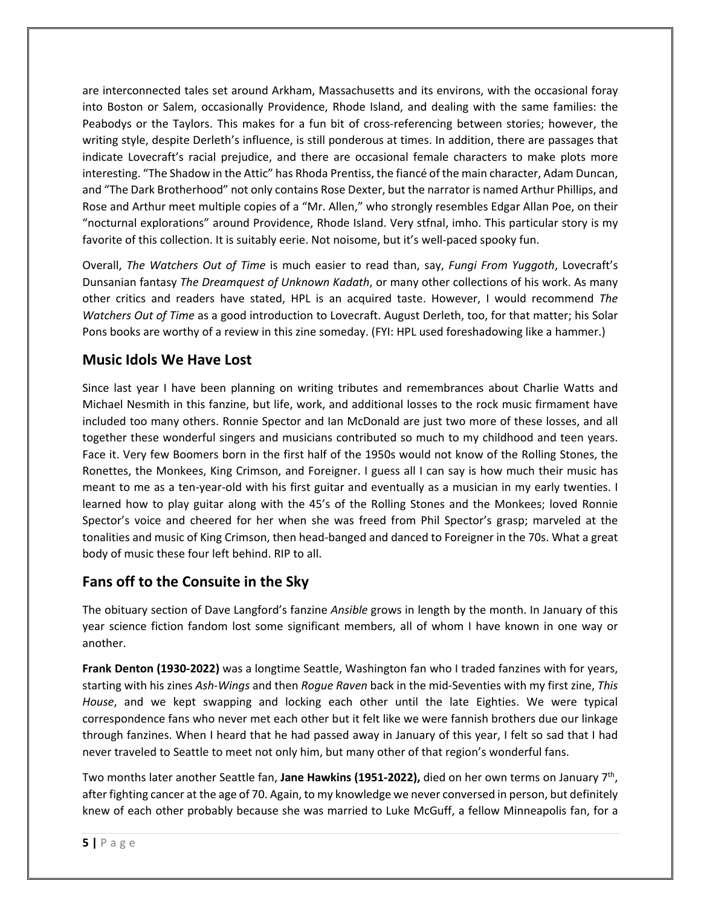are interconnected tales set around Arkham, Massachusetts and its environs, with the occasional foray into Boston or Salem, occasionally Providence, Rhode Island, and dealing with the same families: the Peabodys or the Taylors. This makes for a fun bit of cross-referencing between stories; however, the writing style, despite Derleth's influence, is still ponderous at times. In addition, there are passages that indicate Lovecraft's racial prejudice, and there are occasional female characters to make plots more interesting. "The Shadow in the Attic" has Rhoda Prentiss, the fiancé of the main character, Adam Duncan, and "The Dark Brotherhood" not only contains Rose Dexter, but the narrator is named Arthur Phillips, and Rose and Arthur meet multiple copies of a "Mr. Allen," who strongly resembles Edgar Allan Poe, on their "nocturnal explorations" around Providence, Rhode Island. Very stfnal, imho. This particular story is my favorite of this collection. It is suitably eerie. Not noisome, but it's well-paced spooky fun.

Overall, *The Watchers Out of Time* is much easier to read than, say, *Fungi From Yuggoth*, Lovecraft's Dunsanian fantasy *The Dreamquest of Unknown Kadath*, or many other collections of his work. As many other critics and readers have stated, HPL is an acquired taste. However, I would recommend *The Watchers Out of Time* as a good introduction to Lovecraft. August Derleth, too, for that matter; his Solar Pons books are worthy of a review in this zine someday. (FYI: HPL used foreshadowing like a hammer.)

## Music Idols We Have Lost

Since last year I have been planning on writing tributes and remembrances about Charlie Watts and Michael Nesmith in this fanzine, but life, work, and additional losses to the rock music firmament have included too many others. Ronnie Spector and Ian McDonald are just two more of these losses, and all together these wonderful singers and musicians contributed so much to my childhood and teen years. Face it. Very few Boomers born in the first half of the 1950s would not know of the Rolling Stones, the Ronettes, the Monkees, King Crimson, and Foreigner. I guess all I can say is how much their music has meant to me as a ten-year-old with his first guitar and eventually as a musician in my early twenties. I learned how to play guitar along with the 45's of the Rolling Stones and the Monkees; loved Ronnie Spector's voice and cheered for her when she was freed from Phil Spector's grasp; marveled at the tonalities and music of King Crimson, then head-banged and danced to Foreigner in the 70s. What a great body of music these four left behind. RIP to all.

## Fans off to the Consuite in the Sky

The obituary section of Dave Langford's fanzine *Ansible* grows in length by the month. In January of this year science fiction fandom lost some significant members, all of whom I have known in one way or another.

**Frank Denton (1930-2022)** was a longtime Seattle, Washington fan who I traded fanzines with for years, starting with his zines *Ash-Wings* and then *Rogue Raven* back in the mid-Seventies with my first zine, *This House*, and we kept swapping and locking each other until the late Eighties. We were typical correspondence fans who never met each other but it felt like we were fannish brothers due our linkage through fanzines. When I heard that he had passed away in January of this year, I felt so sad that I had never traveled to Seattle to meet not only him, but many other of that region's wonderful fans.

Two months later another Seattle fan, **Jane Hawkins (1951-2022),** died on her own terms on January 7th, after fighting cancer at the age of 70. Again, to my knowledge we never conversed in person, but definitely knew of each other probably because she was married to Luke McGuff, a fellow Minneapolis fan, for a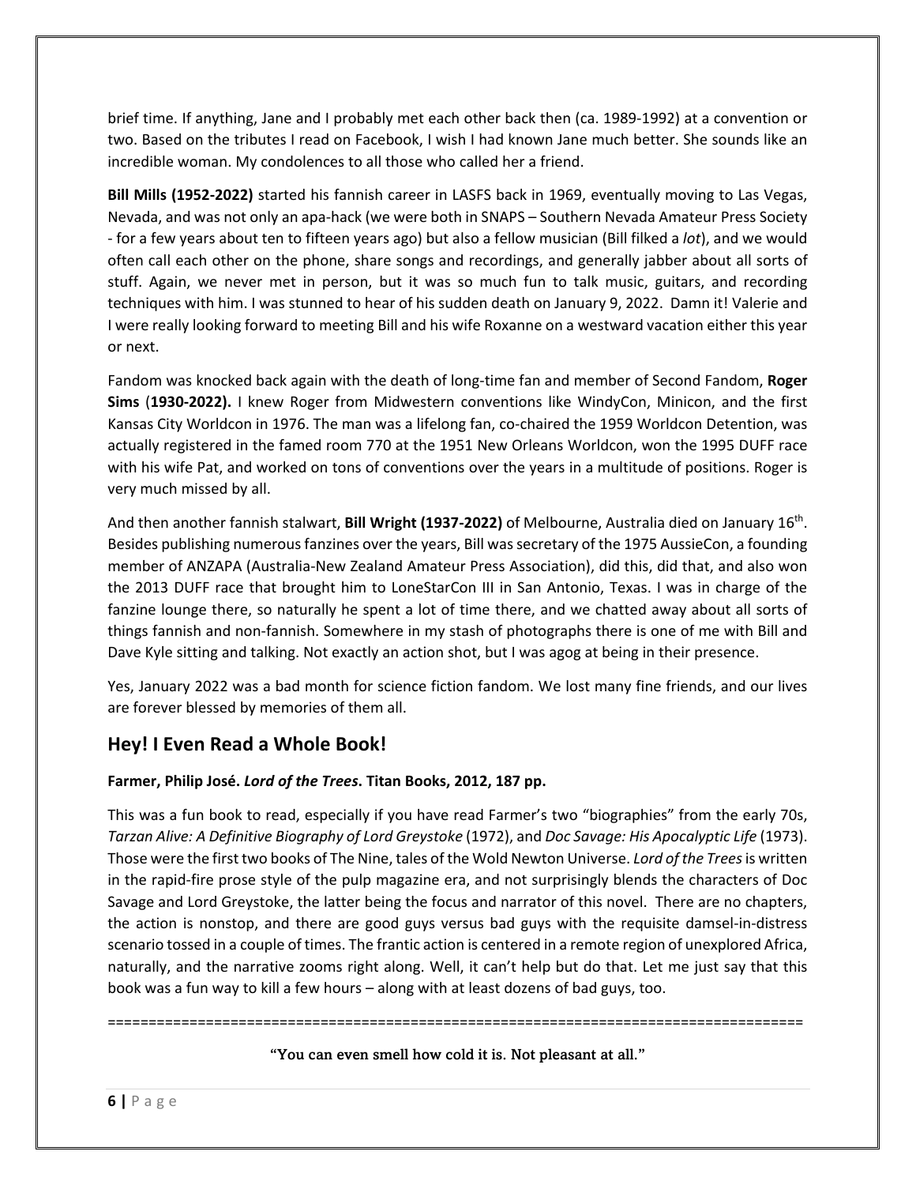brief time. If anything, Jane and I probably met each other back then (ca. 1989-1992) at a convention or two. Based on the tributes I read on Facebook, I wish I had known Jane much better. She sounds like an incredible woman. My condolences to all those who called her a friend.

**Bill Mills (1952-2022)** started his fannish career in LASFS back in 1969, eventually moving to Las Vegas, Nevada, and was not only an apa-hack (we were both in SNAPS – Southern Nevada Amateur Press Society - for a few years about ten to fifteen years ago) but also a fellow musician (Bill filked a *lot*), and we would often call each other on the phone, share songs and recordings, and generally jabber about all sorts of stuff. Again, we never met in person, but it was so much fun to talk music, guitars, and recording techniques with him. I was stunned to hear of his sudden death on January 9, 2022. Damn it! Valerie and I were really looking forward to meeting Bill and his wife Roxanne on a westward vacation either this year or next.

Fandom was knocked back again with the death of long-time fan and member of Second Fandom, **Roger Sims** (**1930-2022).** I knew Roger from Midwestern conventions like WindyCon, Minicon, and the first Kansas City Worldcon in 1976. The man was a lifelong fan, co-chaired the 1959 Worldcon Detention, was actually registered in the famed room 770 at the 1951 New Orleans Worldcon, won the 1995 DUFF race with his wife Pat, and worked on tons of conventions over the years in a multitude of positions. Roger is very much missed by all.

And then another fannish stalwart, **Bill Wright (1937-2022)** of Melbourne, Australia died on January 16th. Besides publishing numerous fanzines over the years, Bill was secretary of the 1975 AussieCon, a founding member of ANZAPA (Australia-New Zealand Amateur Press Association), did this, did that, and also won the 2013 DUFF race that brought him to LoneStarCon III in San Antonio, Texas. I was in charge of the fanzine lounge there, so naturally he spent a lot of time there, and we chatted away about all sorts of things fannish and non-fannish. Somewhere in my stash of photographs there is one of me with Bill and Dave Kyle sitting and talking. Not exactly an action shot, but I was agog at being in their presence.

Yes, January 2022 was a bad month for science fiction fandom. We lost many fine friends, and our lives are forever blessed by memories of them all.

## Hey! I Even Read a Whole Book!

**Farmer, Philip José. *Lord of the Trees*. Titan Books, 2012, 187 pp.**

This was a fun book to read, especially if you have read Farmer's two "biographies" from the early 70s, *Tarzan Alive: A Definitive Biography of Lord Greystoke* (1972), and *Doc Savage: His Apocalyptic Life* (1973). Those were the first two books of The Nine, tales of the Wold Newton Universe. *Lord of the Trees* is written in the rapid-fire prose style of the pulp magazine era, and not surprisingly blends the characters of Doc Savage and Lord Greystoke, the latter being the focus and narrator of this novel. There are no chapters, the action is nonstop, and there are good guys versus bad guys with the requisite damsel-in-distress scenario tossed in a couple of times. The frantic action is centered in a remote region of unexplored Africa, naturally, and the narrative zooms right along. Well, it can't help but do that. Let me just say that this book was a fun way to kill a few hours – along with at least dozens of bad guys, too.

==================================================================================

"You can even smell how cold it is. Not pleasant at all."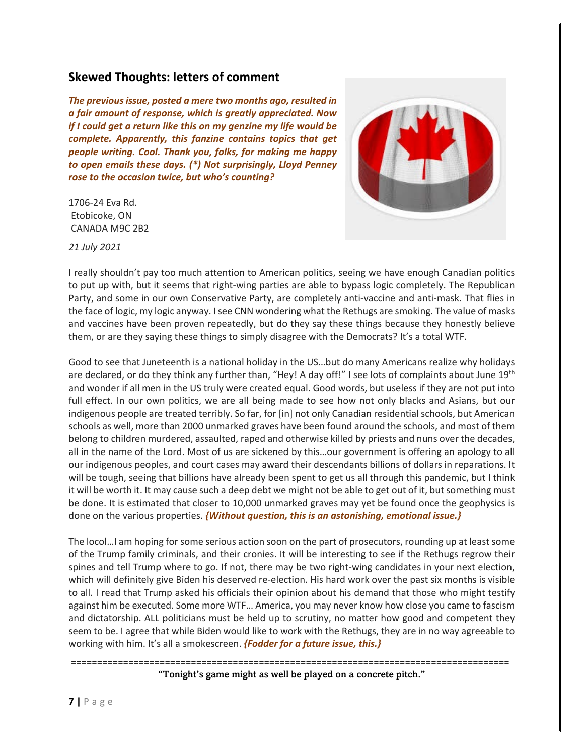## Skewed Thoughts: letters of comment

***The previous issue, posted a mere two months ago, resulted in a fair amount of response, which is greatly appreciated. Now if I could get a return like this on my genzine my life would be complete. Apparently, this fanzine contains topics that get people writing. Cool. Thank you, folks, for making me happy to open emails these days. (*) Not surprisingly, Lloyd Penney rose to the occasion twice, but who's counting?***

1706-24 Eva Rd.
Etobicoke, ON
CANADA M9C 2B2

*21 July 2021*

I really shouldn't pay too much attention to American politics, seeing we have enough Canadian politics to put up with, but it seems that right-wing parties are able to bypass logic completely. The Republican Party, and some in our own Conservative Party, are completely anti-vaccine and anti-mask. That flies in the face of logic, my logic anyway. I see CNN wondering what the Rethugs are smoking. The value of masks and vaccines have been proven repeatedly, but do they say these things because they honestly believe them, or are they saying these things to simply disagree with the Democrats? It's a total WTF.

Good to see that Juneteenth is a national holiday in the US…but do many Americans realize why holidays are declared, or do they think any further than, "Hey! A day off!" I see lots of complaints about June 19th and wonder if all men in the US truly were created equal. Good words, but useless if they are not put into full effect. In our own politics, we are all being made to see how not only blacks and Asians, but our indigenous people are treated terribly. So far, for [in] not only Canadian residential schools, but American schools as well, more than 2000 unmarked graves have been found around the schools, and most of them belong to children murdered, assaulted, raped and otherwise killed by priests and nuns over the decades, all in the name of the Lord. Most of us are sickened by this…our government is offering an apology to all our indigenous peoples, and court cases may award their descendants billions of dollars in reparations. It will be tough, seeing that billions have already been spent to get us all through this pandemic, but I think it will be worth it. It may cause such a deep debt we might not be able to get out of it, but something must be done. It is estimated that closer to 10,000 unmarked graves may yet be found once the geophysics is done on the various properties. ***{Without question, this is an astonishing, emotional issue.}***

The locol…I am hoping for some serious action soon on the part of prosecutors, rounding up at least some of the Trump family criminals, and their cronies. It will be interesting to see if the Rethugs regrow their spines and tell Trump where to go. If not, there may be two right-wing candidates in your next election, which will definitely give Biden his deserved re-election. His hard work over the past six months is visible to all. I read that Trump asked his officials their opinion about his demand that those who might testify against him be executed. Some more WTF… America, you may never know how close you came to fascism and dictatorship. ALL politicians must be held up to scrutiny, no matter how good and competent they seem to be. I agree that while Biden would like to work with the Rethugs, they are in no way agreeable to working with him. It's all a smokescreen. ***{Fodder for a future issue, this.}***

================================================================================

"Tonight's game might as well be played on a concrete pitch."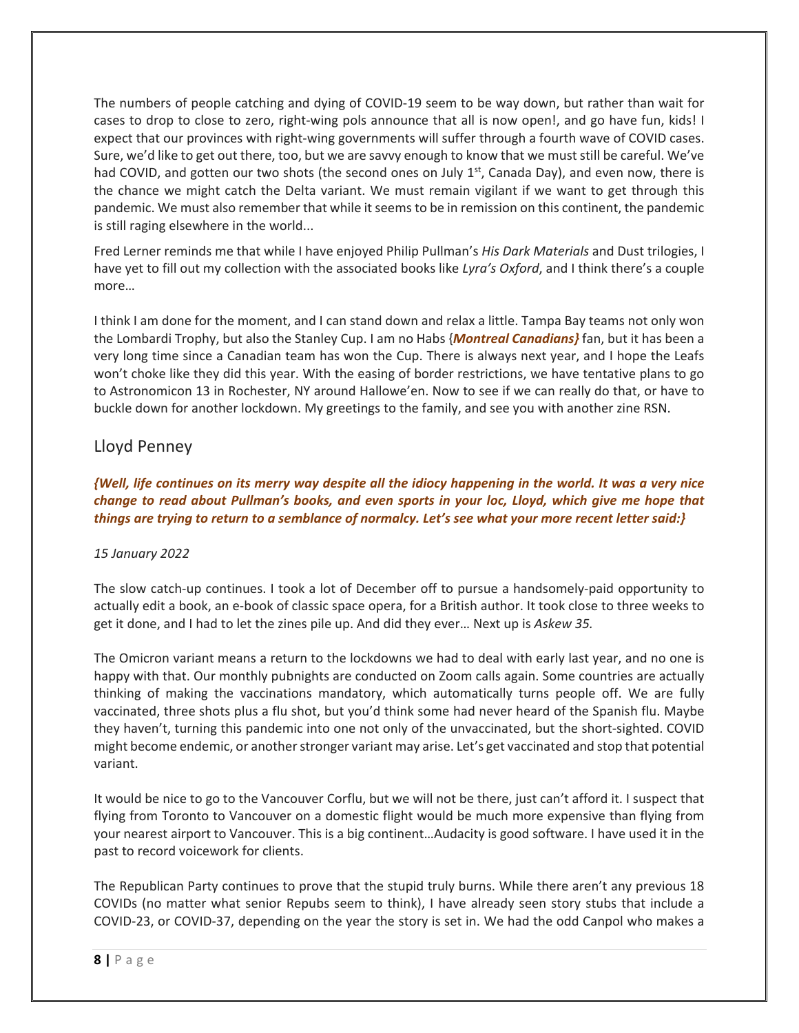The numbers of people catching and dying of COVID-19 seem to be way down, but rather than wait for cases to drop to close to zero, right-wing pols announce that all is now open!, and go have fun, kids! I expect that our provinces with right-wing governments will suffer through a fourth wave of COVID cases. Sure, we'd like to get out there, too, but we are savvy enough to know that we must still be careful. We've had COVID, and gotten our two shots (the second ones on July 1st, Canada Day), and even now, there is the chance we might catch the Delta variant. We must remain vigilant if we want to get through this pandemic. We must also remember that while it seems to be in remission on this continent, the pandemic is still raging elsewhere in the world...

Fred Lerner reminds me that while I have enjoyed Philip Pullman's *His Dark Materials* and Dust trilogies, I have yet to fill out my collection with the associated books like *Lyra's Oxford*, and I think there's a couple more…

I think I am done for the moment, and I can stand down and relax a little. Tampa Bay teams not only won the Lombardi Trophy, but also the Stanley Cup. I am no Habs {***Montreal Canadians}*** fan, but it has been a very long time since a Canadian team has won the Cup. There is always next year, and I hope the Leafs won't choke like they did this year. With the easing of border restrictions, we have tentative plans to go to Astronomicon 13 in Rochester, NY around Hallowe'en. Now to see if we can really do that, or have to buckle down for another lockdown. My greetings to the family, and see you with another zine RSN.

## Lloyd Penney

***{Well, life continues on its merry way despite all the idiocy happening in the world. It was a very nice change to read about Pullman's books, and even sports in your loc, Lloyd, which give me hope that things are trying to return to a semblance of normalcy. Let's see what your more recent letter said:}***

*15 January 2022*

The slow catch-up continues. I took a lot of December off to pursue a handsomely-paid opportunity to actually edit a book, an e-book of classic space opera, for a British author. It took close to three weeks to get it done, and I had to let the zines pile up. And did they ever… Next up is *Askew 35.*

The Omicron variant means a return to the lockdowns we had to deal with early last year, and no one is happy with that. Our monthly pubnights are conducted on Zoom calls again. Some countries are actually thinking of making the vaccinations mandatory, which automatically turns people off. We are fully vaccinated, three shots plus a flu shot, but you'd think some had never heard of the Spanish flu. Maybe they haven't, turning this pandemic into one not only of the unvaccinated, but the short-sighted. COVID might become endemic, or another stronger variant may arise. Let's get vaccinated and stop that potential variant.

It would be nice to go to the Vancouver Corflu, but we will not be there, just can't afford it. I suspect that flying from Toronto to Vancouver on a domestic flight would be much more expensive than flying from your nearest airport to Vancouver. This is a big continent…Audacity is good software. I have used it in the past to record voicework for clients.

The Republican Party continues to prove that the stupid truly burns. While there aren't any previous 18 COVIDs (no matter what senior Repubs seem to think), I have already seen story stubs that include a COVID-23, or COVID-37, depending on the year the story is set in. We had the odd Canpol who makes a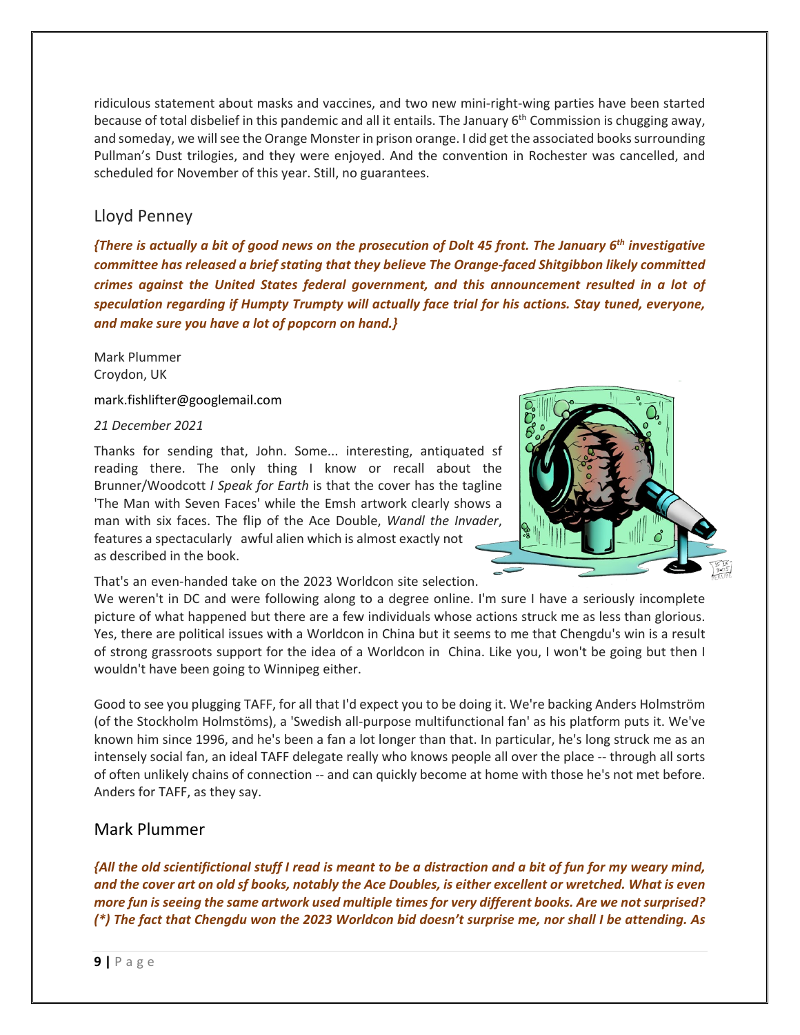ridiculous statement about masks and vaccines, and two new mini-right-wing parties have been started because of total disbelief in this pandemic and all it entails. The January 6th Commission is chugging away, and someday, we will see the Orange Monster in prison orange. I did get the associated books surrounding Pullman's Dust trilogies, and they were enjoyed. And the convention in Rochester was cancelled, and scheduled for November of this year. Still, no guarantees.

## Lloyd Penney

***{There is actually a bit of good news on the prosecution of Dolt 45 front. The January 6th investigative committee has released a brief stating that they believe The Orange-faced Shitgibbon likely committed crimes against the United States federal government, and this announcement resulted in a lot of speculation regarding if Humpty Trumpty will actually face trial for his actions. Stay tuned, everyone, and make sure you have a lot of popcorn on hand.}***

Mark Plummer
Croydon, UK

mark.fishlifter@googlemail.com

*21 December 2021*

Thanks for sending that, John. Some... interesting, antiquated sf reading there. The only thing I know or recall about the Brunner/Woodcott *I Speak for Earth* is that the cover has the tagline 'The Man with Seven Faces' while the Emsh artwork clearly shows a man with six faces. The flip of the Ace Double, *Wandl the Invader*, features a spectacularly awful alien which is almost exactly not as described in the book.

That's an even-handed take on the 2023 Worldcon site selection. We weren't in DC and were following along to a degree online. I'm sure I have a seriously incomplete picture of what happened but there are a few individuals whose actions struck me as less than glorious. Yes, there are political issues with a Worldcon in China but it seems to me that Chengdu's win is a result of strong grassroots support for the idea of a Worldcon in China. Like you, I won't be going but then I wouldn't have been going to Winnipeg either.

Good to see you plugging TAFF, for all that I'd expect you to be doing it. We're backing Anders Holmström (of the Stockholm Holmstöms), a 'Swedish all-purpose multifunctional fan' as his platform puts it. We've known him since 1996, and he's been a fan a lot longer than that. In particular, he's long struck me as an intensely social fan, an ideal TAFF delegate really who knows people all over the place -- through all sorts of often unlikely chains of connection -- and can quickly become at home with those he's not met before. Anders for TAFF, as they say.

## Mark Plummer

***{All the old scientifictional stuff I read is meant to be a distraction and a bit of fun for my weary mind, and the cover art on old sf books, notably the Ace Doubles, is either excellent or wretched. What is even more fun is seeing the same artwork used multiple times for very different books. Are we not surprised? (\*) The fact that Chengdu won the 2023 Worldcon bid doesn't surprise me, nor shall I be attending. As***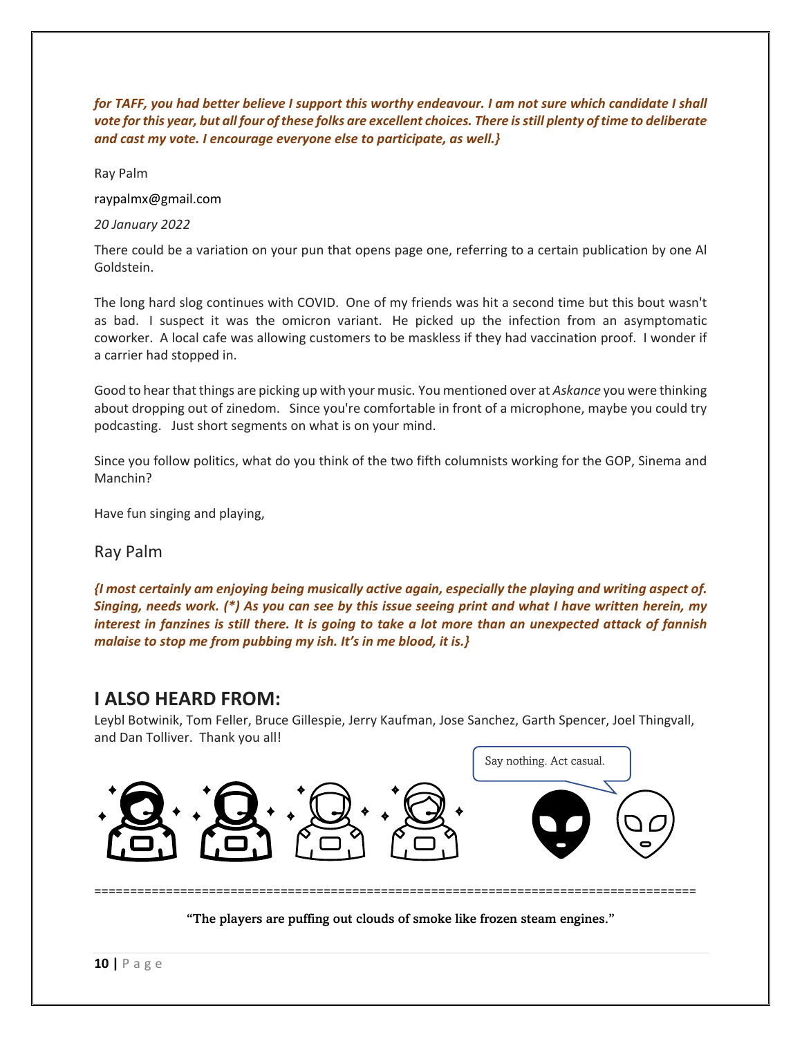***for TAFF, you had better believe I support this worthy endeavour. I am not sure which candidate I shall vote for this year, but all four of these folks are excellent choices. There is still plenty of time to deliberate and cast my vote. I encourage everyone else to participate, as well.}***

Ray Palm

raypalmx@gmail.com

*20 January 2022*

There could be a variation on your pun that opens page one, referring to a certain publication by one Al Goldstein.

The long hard slog continues with COVID. One of my friends was hit a second time but this bout wasn't as bad. I suspect it was the omicron variant. He picked up the infection from an asymptomatic coworker. A local cafe was allowing customers to be maskless if they had vaccination proof. I wonder if a carrier had stopped in.

Good to hear that things are picking up with your music. You mentioned over at *Askance* you were thinking about dropping out of zinedom. Since you're comfortable in front of a microphone, maybe you could try podcasting. Just short segments on what is on your mind.

Since you follow politics, what do you think of the two fifth columnists working for the GOP, Sinema and Manchin?

Have fun singing and playing,

Ray Palm

***{I most certainly am enjoying being musically active again, especially the playing and writing aspect of. Singing, needs work. (\*) As you can see by this issue seeing print and what I have written herein, my interest in fanzines is still there. It is going to take a lot more than an unexpected attack of fannish malaise to stop me from pubbing my ish. It's in me blood, it is.}***

## I ALSO HEARD FROM:

Leybl Botwinik, Tom Feller, Bruce Gillespie, Jerry Kaufman, Jose Sanchez, Garth Spencer, Joel Thingvall, and Dan Tolliver. Thank you all!

Say nothing. Act casual.

==========================================================================================

"The players are puffing out clouds of smoke like frozen steam engines."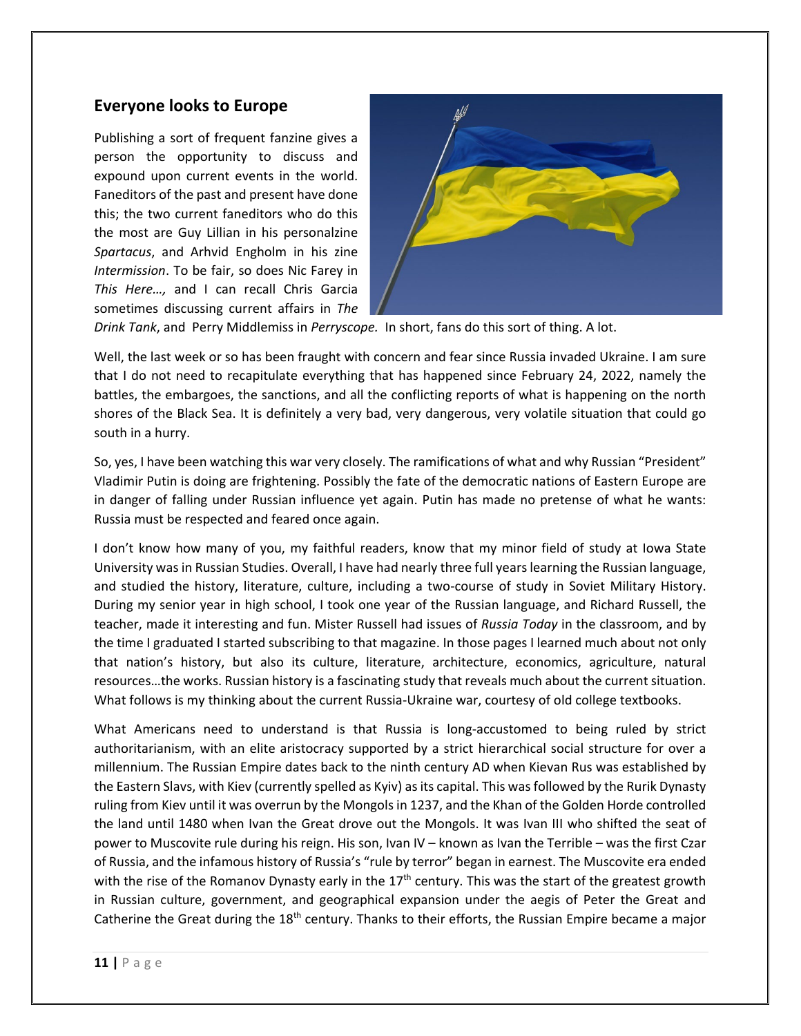## Everyone looks to Europe

Publishing a sort of frequent fanzine gives a person the opportunity to discuss and expound upon current events in the world. Faneditors of the past and present have done this; the two current faneditors who do this the most are Guy Lillian in his personalzine *Spartacus*, and Arhvid Engholm in his zine *Intermission*. To be fair, so does Nic Farey in *This Here…,* and I can recall Chris Garcia sometimes discussing current affairs in *The Drink Tank*, and Perry Middlemiss in *Perryscope.* In short, fans do this sort of thing. A lot.

Well, the last week or so has been fraught with concern and fear since Russia invaded Ukraine. I am sure that I do not need to recapitulate everything that has happened since February 24, 2022, namely the battles, the embargoes, the sanctions, and all the conflicting reports of what is happening on the north shores of the Black Sea. It is definitely a very bad, very dangerous, very volatile situation that could go south in a hurry.

So, yes, I have been watching this war very closely. The ramifications of what and why Russian "President" Vladimir Putin is doing are frightening. Possibly the fate of the democratic nations of Eastern Europe are in danger of falling under Russian influence yet again. Putin has made no pretense of what he wants: Russia must be respected and feared once again.

I don't know how many of you, my faithful readers, know that my minor field of study at Iowa State University was in Russian Studies. Overall, I have had nearly three full years learning the Russian language, and studied the history, literature, culture, including a two-course of study in Soviet Military History. During my senior year in high school, I took one year of the Russian language, and Richard Russell, the teacher, made it interesting and fun. Mister Russell had issues of *Russia Today* in the classroom, and by the time I graduated I started subscribing to that magazine. In those pages I learned much about not only that nation's history, but also its culture, literature, architecture, economics, agriculture, natural resources…the works. Russian history is a fascinating study that reveals much about the current situation. What follows is my thinking about the current Russia-Ukraine war, courtesy of old college textbooks.

What Americans need to understand is that Russia is long-accustomed to being ruled by strict authoritarianism, with an elite aristocracy supported by a strict hierarchical social structure for over a millennium. The Russian Empire dates back to the ninth century AD when Kievan Rus was established by the Eastern Slavs, with Kiev (currently spelled as Kyiv) as its capital. This was followed by the Rurik Dynasty ruling from Kiev until it was overrun by the Mongols in 1237, and the Khan of the Golden Horde controlled the land until 1480 when Ivan the Great drove out the Mongols. It was Ivan III who shifted the seat of power to Muscovite rule during his reign. His son, Ivan IV – known as Ivan the Terrible – was the first Czar of Russia, and the infamous history of Russia's "rule by terror" began in earnest. The Muscovite era ended with the rise of the Romanov Dynasty early in the 17th century. This was the start of the greatest growth in Russian culture, government, and geographical expansion under the aegis of Peter the Great and Catherine the Great during the 18th century. Thanks to their efforts, the Russian Empire became a major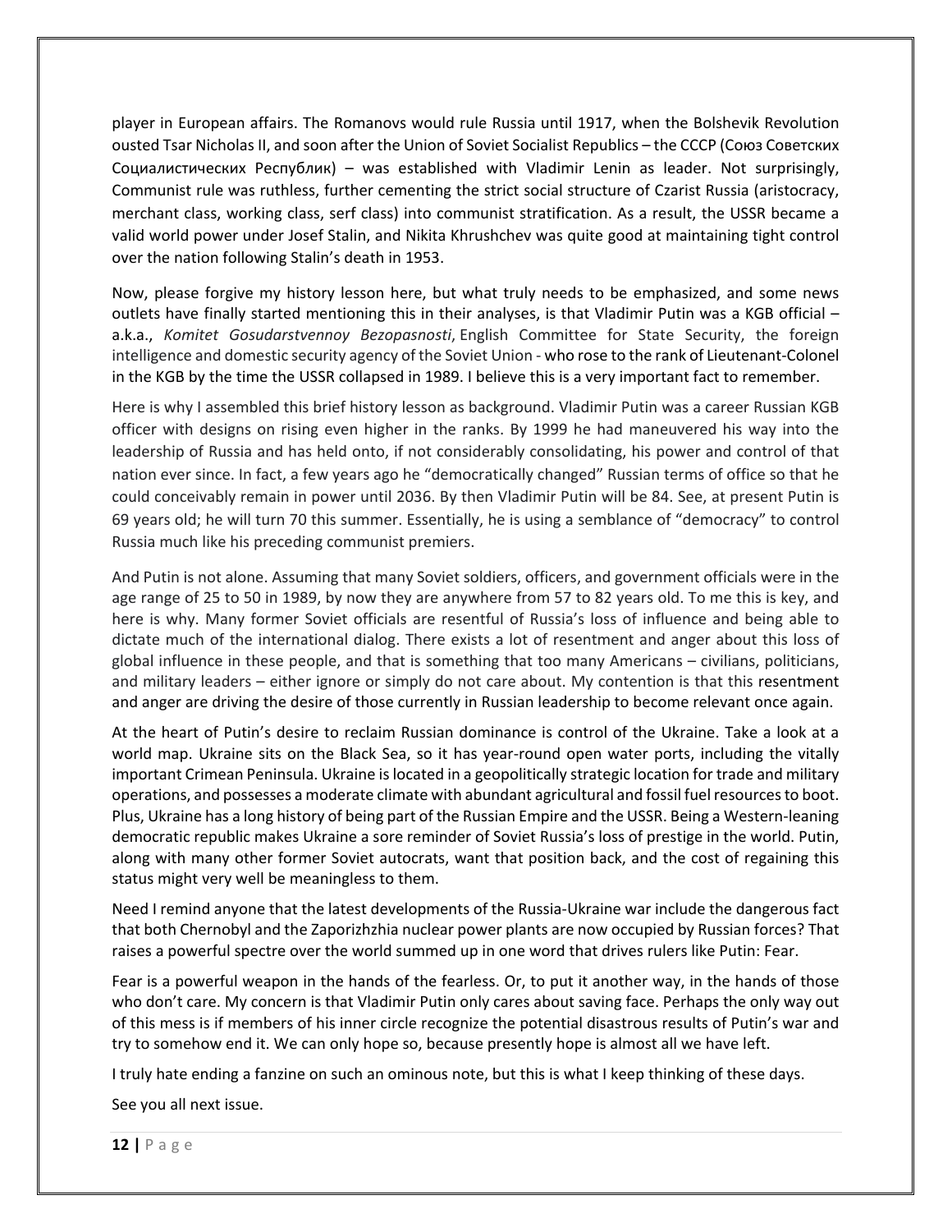player in European affairs. The Romanovs would rule Russia until 1917, when the Bolshevik Revolution ousted Tsar Nicholas II, and soon after the Union of Soviet Socialist Republics – the CCCP (Союз Советских Социалистических Республик) – was established with Vladimir Lenin as leader. Not surprisingly, Communist rule was ruthless, further cementing the strict social structure of Czarist Russia (aristocracy, merchant class, working class, serf class) into communist stratification. As a result, the USSR became a valid world power under Josef Stalin, and Nikita Khrushchev was quite good at maintaining tight control over the nation following Stalin's death in 1953.

Now, please forgive my history lesson here, but what truly needs to be emphasized, and some news outlets have finally started mentioning this in their analyses, is that Vladimir Putin was a KGB official – a.k.a., *Komitet Gosudarstvennoy Bezopasnosti*, English Committee for State Security, the foreign intelligence and domestic security agency of the Soviet Union - who rose to the rank of Lieutenant-Colonel in the KGB by the time the USSR collapsed in 1989. I believe this is a very important fact to remember.

Here is why I assembled this brief history lesson as background. Vladimir Putin was a career Russian KGB officer with designs on rising even higher in the ranks. By 1999 he had maneuvered his way into the leadership of Russia and has held onto, if not considerably consolidating, his power and control of that nation ever since. In fact, a few years ago he "democratically changed" Russian terms of office so that he could conceivably remain in power until 2036. By then Vladimir Putin will be 84. See, at present Putin is 69 years old; he will turn 70 this summer. Essentially, he is using a semblance of "democracy" to control Russia much like his preceding communist premiers.

And Putin is not alone. Assuming that many Soviet soldiers, officers, and government officials were in the age range of 25 to 50 in 1989, by now they are anywhere from 57 to 82 years old. To me this is key, and here is why. Many former Soviet officials are resentful of Russia's loss of influence and being able to dictate much of the international dialog. There exists a lot of resentment and anger about this loss of global influence in these people, and that is something that too many Americans – civilians, politicians, and military leaders – either ignore or simply do not care about. My contention is that this resentment and anger are driving the desire of those currently in Russian leadership to become relevant once again.

At the heart of Putin's desire to reclaim Russian dominance is control of the Ukraine. Take a look at a world map. Ukraine sits on the Black Sea, so it has year-round open water ports, including the vitally important Crimean Peninsula. Ukraine is located in a geopolitically strategic location for trade and military operations, and possesses a moderate climate with abundant agricultural and fossil fuel resources to boot. Plus, Ukraine has a long history of being part of the Russian Empire and the USSR. Being a Western-leaning democratic republic makes Ukraine a sore reminder of Soviet Russia's loss of prestige in the world. Putin, along with many other former Soviet autocrats, want that position back, and the cost of regaining this status might very well be meaningless to them.

Need I remind anyone that the latest developments of the Russia-Ukraine war include the dangerous fact that both Chernobyl and the Zaporizhzhia nuclear power plants are now occupied by Russian forces? That raises a powerful spectre over the world summed up in one word that drives rulers like Putin: Fear.

Fear is a powerful weapon in the hands of the fearless. Or, to put it another way, in the hands of those who don't care. My concern is that Vladimir Putin only cares about saving face. Perhaps the only way out of this mess is if members of his inner circle recognize the potential disastrous results of Putin's war and try to somehow end it. We can only hope so, because presently hope is almost all we have left.

I truly hate ending a fanzine on such an ominous note, but this is what I keep thinking of these days.

See you all next issue.